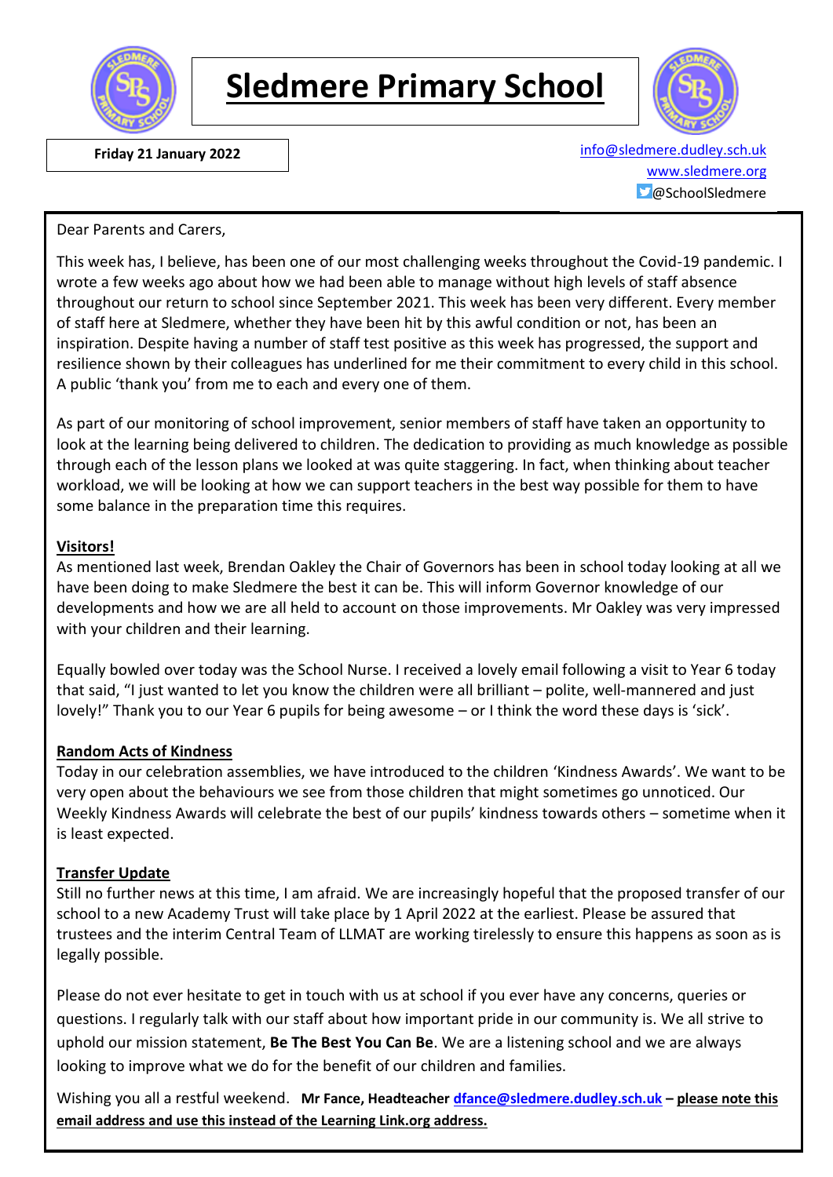# Sledmere Primary School

**Friday 21 January 2022**

info@sledmere.dudley.sch.uk
www.sledmere.org
@SchoolSledmere

Dear Parents and Carers,

This week has, I believe, has been one of our most challenging weeks throughout the Covid-19 pandemic. I wrote a few weeks ago about how we had been able to manage without high levels of staff absence throughout our return to school since September 2021. This week has been very different. Every member of staff here at Sledmere, whether they have been hit by this awful condition or not, has been an inspiration. Despite having a number of staff test positive as this week has progressed, the support and resilience shown by their colleagues has underlined for me their commitment to every child in this school. A public 'thank you' from me to each and every one of them.

As part of our monitoring of school improvement, senior members of staff have taken an opportunity to look at the learning being delivered to children. The dedication to providing as much knowledge as possible through each of the lesson plans we looked at was quite staggering. In fact, when thinking about teacher workload, we will be looking at how we can support teachers in the best way possible for them to have some balance in the preparation time this requires.

**Visitors!**

As mentioned last week, Brendan Oakley the Chair of Governors has been in school today looking at all we have been doing to make Sledmere the best it can be. This will inform Governor knowledge of our developments and how we are all held to account on those improvements. Mr Oakley was very impressed with your children and their learning.

Equally bowled over today was the School Nurse. I received a lovely email following a visit to Year 6 today that said, "I just wanted to let you know the children were all brilliant – polite, well-mannered and just lovely!" Thank you to our Year 6 pupils for being awesome – or I think the word these days is 'sick'.

**Random Acts of Kindness**

Today in our celebration assemblies, we have introduced to the children 'Kindness Awards'. We want to be very open about the behaviours we see from those children that might sometimes go unnoticed. Our Weekly Kindness Awards will celebrate the best of our pupils' kindness towards others – sometime when it is least expected.

**Transfer Update**

Still no further news at this time, I am afraid. We are increasingly hopeful that the proposed transfer of our school to a new Academy Trust will take place by 1 April 2022 at the earliest. Please be assured that trustees and the interim Central Team of LLMAT are working tirelessly to ensure this happens as soon as is legally possible.

Please do not ever hesitate to get in touch with us at school if you ever have any concerns, queries or questions. I regularly talk with our staff about how important pride in our community is. We all strive to uphold our mission statement, **Be The Best You Can Be**. We are a listening school and we are always looking to improve what we do for the benefit of our children and families.

Wishing you all a restful weekend. **Mr Fance, Headteacher dfance@sledmere.dudley.sch.uk – please note this email address and use this instead of the Learning Link.org address.**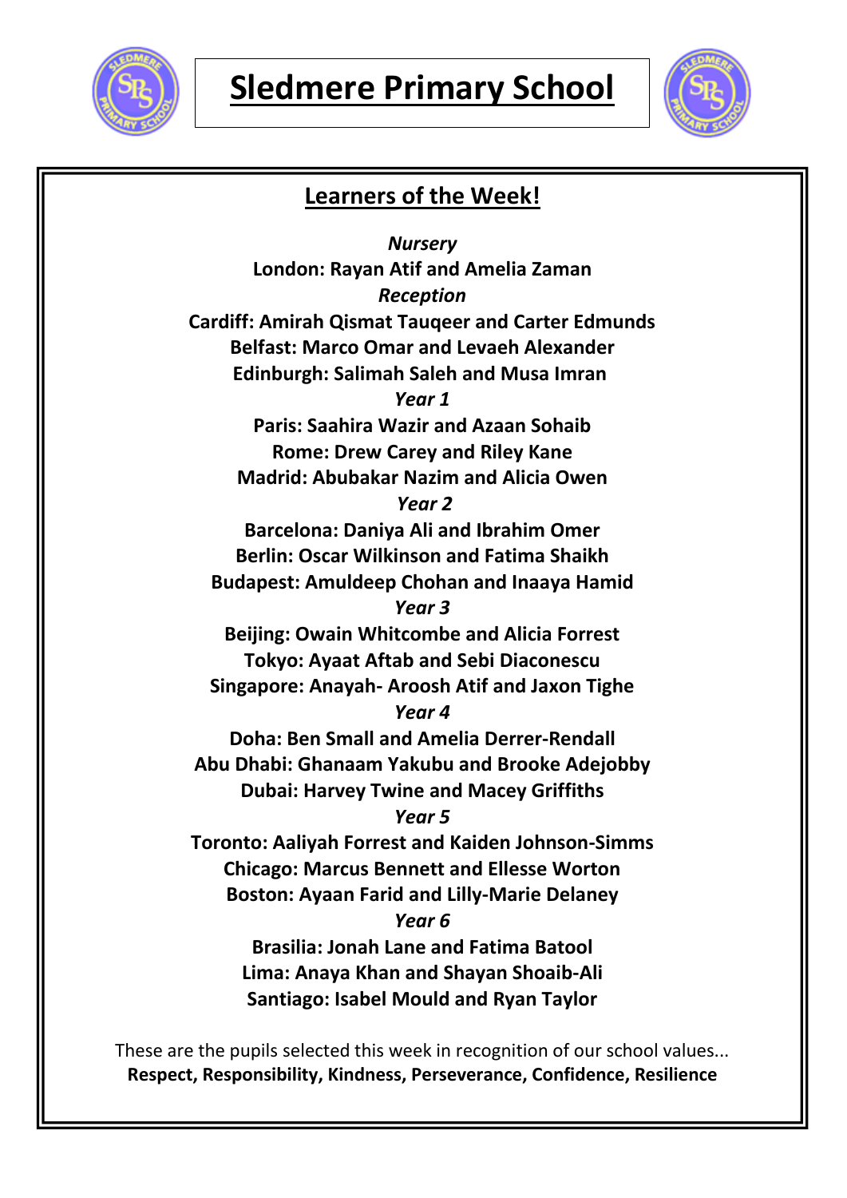# Sledmere Primary School

## Learners of the Week!

*Nursery*

**London: Rayan Atif and Amelia Zaman**

*Reception*

**Cardiff: Amirah Qismat Tauqeer and Carter Edmunds**

**Belfast: Marco Omar and Levaeh Alexander**

**Edinburgh: Salimah Saleh and Musa Imran**

*Year 1*

**Paris: Saahira Wazir and Azaan Sohaib**

**Rome: Drew Carey and Riley Kane**

**Madrid: Abubakar Nazim and Alicia Owen**

*Year 2*

**Barcelona: Daniya Ali and Ibrahim Omer**

**Berlin: Oscar Wilkinson and Fatima Shaikh**

**Budapest: Amuldeep Chohan and Inaaya Hamid**

*Year 3*

**Beijing: Owain Whitcombe and Alicia Forrest**

**Tokyo: Ayaat Aftab and Sebi Diaconescu**

**Singapore: Anayah- Aroosh Atif and Jaxon Tighe**

*Year 4*

**Doha: Ben Small and Amelia Derrer-Rendall**

**Abu Dhabi: Ghanaam Yakubu and Brooke Adejobby**

**Dubai: Harvey Twine and Macey Griffiths**

*Year 5*

**Toronto: Aaliyah Forrest and Kaiden Johnson-Simms**

**Chicago: Marcus Bennett and Ellesse Worton**

**Boston: Ayaan Farid and Lilly-Marie Delaney**

*Year 6*

**Brasilia: Jonah Lane and Fatima Batool**

**Lima: Anaya Khan and Shayan Shoaib-Ali**

**Santiago: Isabel Mould and Ryan Taylor**

These are the pupils selected this week in recognition of our school values...
**Respect, Responsibility, Kindness, Perseverance, Confidence, Resilience**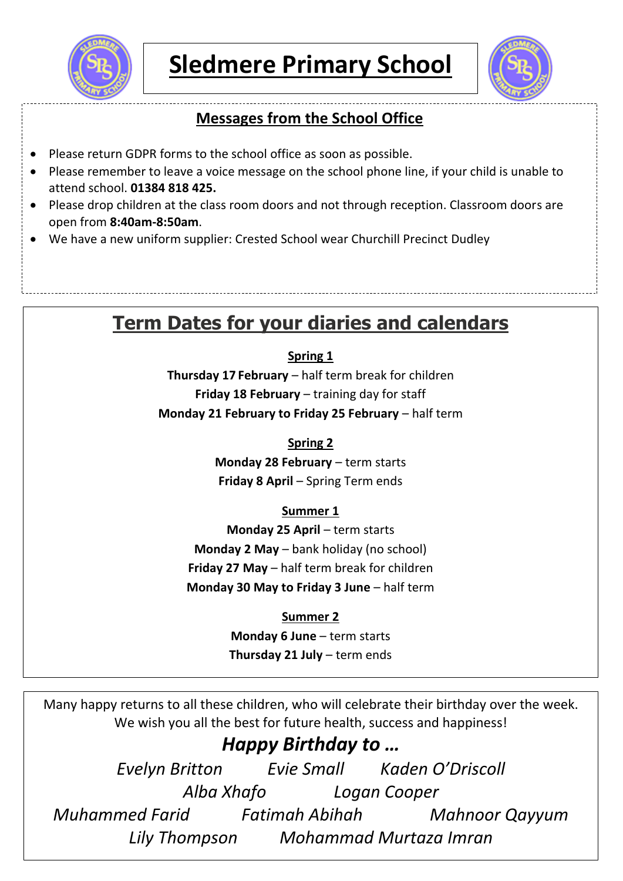# Sledmere Primary School

## Messages from the School Office

- Please return GDPR forms to the school office as soon as possible.
- Please remember to leave a voice message on the school phone line, if your child is unable to attend school. **01384 818 425.**
- Please drop children at the class room doors and not through reception. Classroom doors are open from **8:40am-8:50am**.
- We have a new uniform supplier: Crested School wear Churchill Precinct Dudley

## Term Dates for your diaries and calendars

**Spring 1**

**Thursday 17 February** – half term break for children
**Friday 18 February** – training day for staff
**Monday 21 February to Friday 25 February** – half term

**Spring 2**

**Monday 28 February** – term starts
**Friday 8 April** – Spring Term ends

**Summer 1**

**Monday 25 April** – term starts
**Monday 2 May** – bank holiday (no school)
**Friday 27 May** – half term break for children
**Monday 30 May to Friday 3 June** – half term

**Summer 2**

**Monday 6 June** – term starts
**Thursday 21 July** – term ends

Many happy returns to all these children, who will celebrate their birthday over the week. We wish you all the best for future health, success and happiness!

***Happy Birthday to …***

*Evelyn Britton* *Evie Small* *Kaden O'Driscoll*
*Alba Xhafo* *Logan Cooper*
*Muhammed Farid* *Fatimah Abihah* *Mahnoor Qayyum*
*Lily Thompson* *Mohammad Murtaza Imran*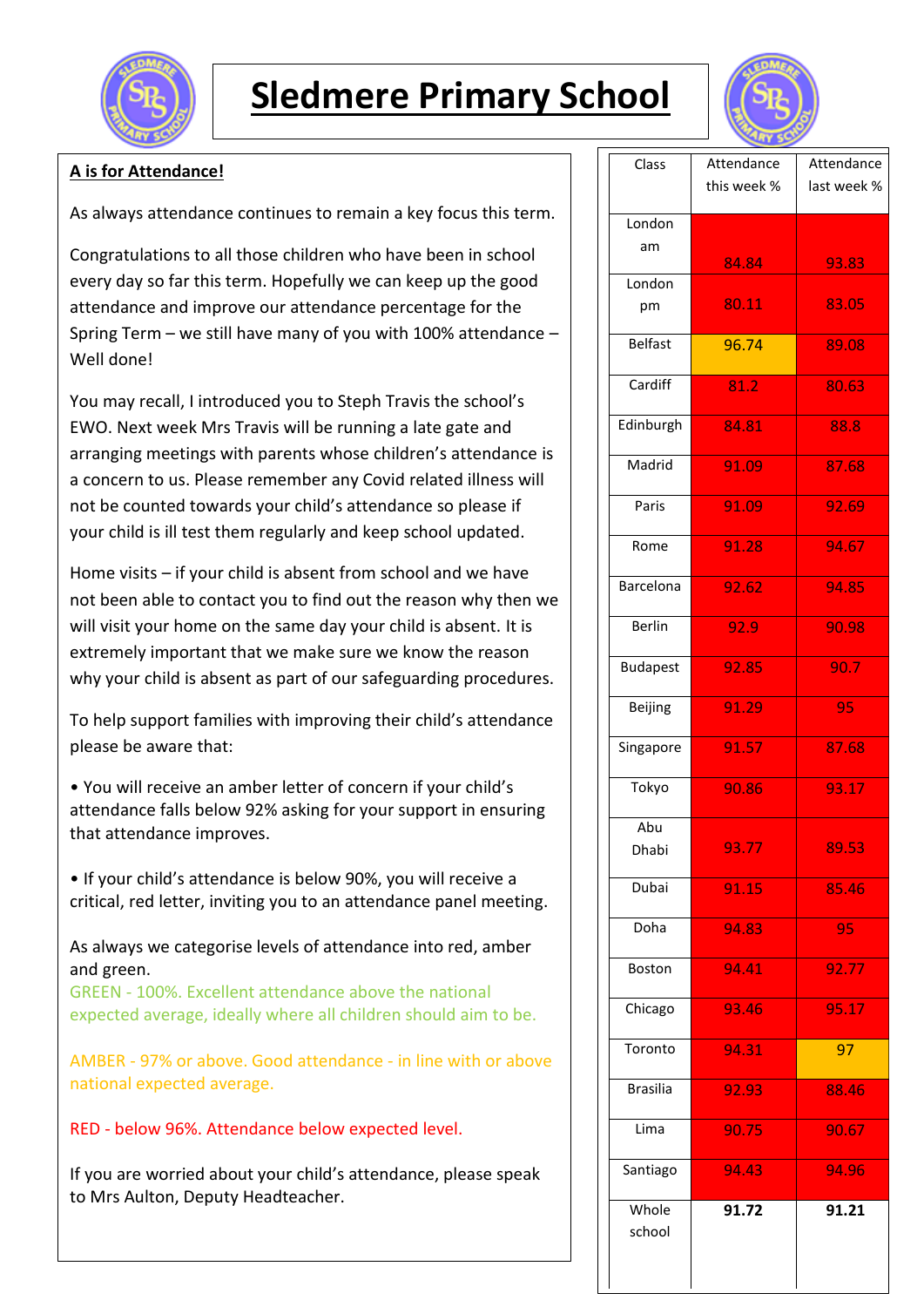# Sledmere Primary School

**A is for Attendance!**

As always attendance continues to remain a key focus this term.

Congratulations to all those children who have been in school every day so far this term. Hopefully we can keep up the good attendance and improve our attendance percentage for the Spring Term – we still have many of you with 100% attendance – Well done!

You may recall, I introduced you to Steph Travis the school's EWO. Next week Mrs Travis will be running a late gate and arranging meetings with parents whose children's attendance is a concern to us. Please remember any Covid related illness will not be counted towards your child's attendance so please if your child is ill test them regularly and keep school updated.

Home visits – if your child is absent from school and we have not been able to contact you to find out the reason why then we will visit your home on the same day your child is absent. It is extremely important that we make sure we know the reason why your child is absent as part of our safeguarding procedures.

To help support families with improving their child's attendance please be aware that:

• You will receive an amber letter of concern if your child's attendance falls below 92% asking for your support in ensuring that attendance improves.

• If your child's attendance is below 90%, you will receive a critical, red letter, inviting you to an attendance panel meeting.

As always we categorise levels of attendance into red, amber and green.

GREEN - 100%. Excellent attendance above the national expected average, ideally where all children should aim to be.

AMBER - 97% or above. Good attendance - in line with or above national expected average.

RED - below 96%. Attendance below expected level.

If you are worried about your child's attendance, please speak to Mrs Aulton, Deputy Headteacher.

| Class | Attendance this week % | Attendance last week % |
|---|---|---|
| London am | 84.84 | 93.83 |
| London pm | 80.11 | 83.05 |
| Belfast | 96.74 | 89.08 |
| Cardiff | 81.2 | 80.63 |
| Edinburgh | 84.81 | 88.8 |
| Madrid | 91.09 | 87.68 |
| Paris | 91.09 | 92.69 |
| Rome | 91.28 | 94.67 |
| Barcelona | 92.62 | 94.85 |
| Berlin | 92.9 | 90.98 |
| Budapest | 92.85 | 90.7 |
| Beijing | 91.29 | 95 |
| Singapore | 91.57 | 87.68 |
| Tokyo | 90.86 | 93.17 |
| Abu Dhabi | 93.77 | 89.53 |
| Dubai | 91.15 | 85.46 |
| Doha | 94.83 | 95 |
| Boston | 94.41 | 92.77 |
| Chicago | 93.46 | 95.17 |
| Toronto | 94.31 | 97 |
| Brasilia | 92.93 | 88.46 |
| Lima | 90.75 | 90.67 |
| Santiago | 94.43 | 94.96 |
| Whole school | **91.72** | **91.21** |